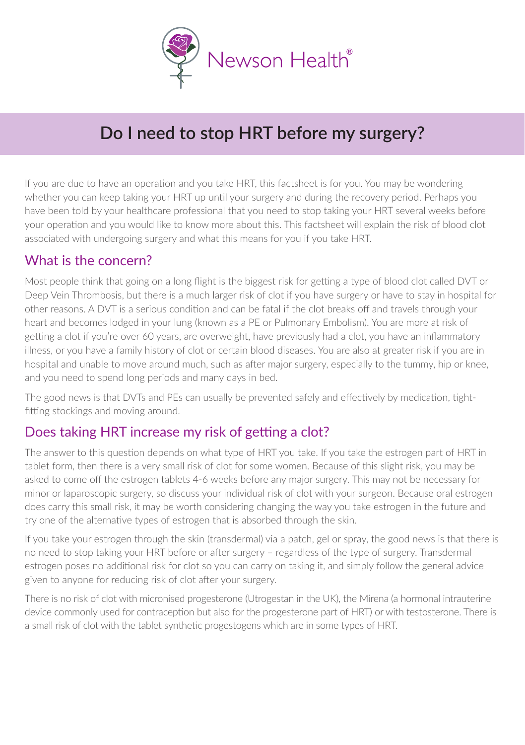Newson Health®

# Do I need to stop HRT before my surgery?

If you are due to have an operation and you take HRT, this factsheet is for you. You may be wondering whether you can keep taking your HRT up until your surgery and during the recovery period. Perhaps you have been told by your healthcare professional that you need to stop taking your HRT several weeks before your operation and you would like to know more about this. This factsheet will explain the risk of blood clot associated with undergoing surgery and what this means for you if you take HRT.

## What is the concern?

Most people think that going on a long flight is the biggest risk for getting a type of blood clot called DVT or Deep Vein Thrombosis, but there is a much larger risk of clot if you have surgery or have to stay in hospital for other reasons. A DVT is a serious condition and can be fatal if the clot breaks off and travels through your heart and becomes lodged in your lung (known as a PE or Pulmonary Embolism). You are more at risk of getting a clot if you're over 60 years, are overweight, have previously had a clot, you have an inflammatory illness, or you have a family history of clot or certain blood diseases. You are also at greater risk if you are in hospital and unable to move around much, such as after major surgery, especially to the tummy, hip or knee, and you need to spend long periods and many days in bed.

The good news is that DVTs and PEs can usually be prevented safely and effectively by medication, tight-fitting stockings and moving around.

## Does taking HRT increase my risk of getting a clot?

The answer to this question depends on what type of HRT you take. If you take the estrogen part of HRT in tablet form, then there is a very small risk of clot for some women. Because of this slight risk, you may be asked to come off the estrogen tablets 4-6 weeks before any major surgery. This may not be necessary for minor or laparoscopic surgery, so discuss your individual risk of clot with your surgeon. Because oral estrogen does carry this small risk, it may be worth considering changing the way you take estrogen in the future and try one of the alternative types of estrogen that is absorbed through the skin.

If you take your estrogen through the skin (transdermal) via a patch, gel or spray, the good news is that there is no need to stop taking your HRT before or after surgery – regardless of the type of surgery. Transdermal estrogen poses no additional risk for clot so you can carry on taking it, and simply follow the general advice given to anyone for reducing risk of clot after your surgery.

There is no risk of clot with micronised progesterone (Utrogestan in the UK), the Mirena (a hormonal intrauterine device commonly used for contraception but also for the progesterone part of HRT) or with testosterone. There is a small risk of clot with the tablet synthetic progestogens which are in some types of HRT.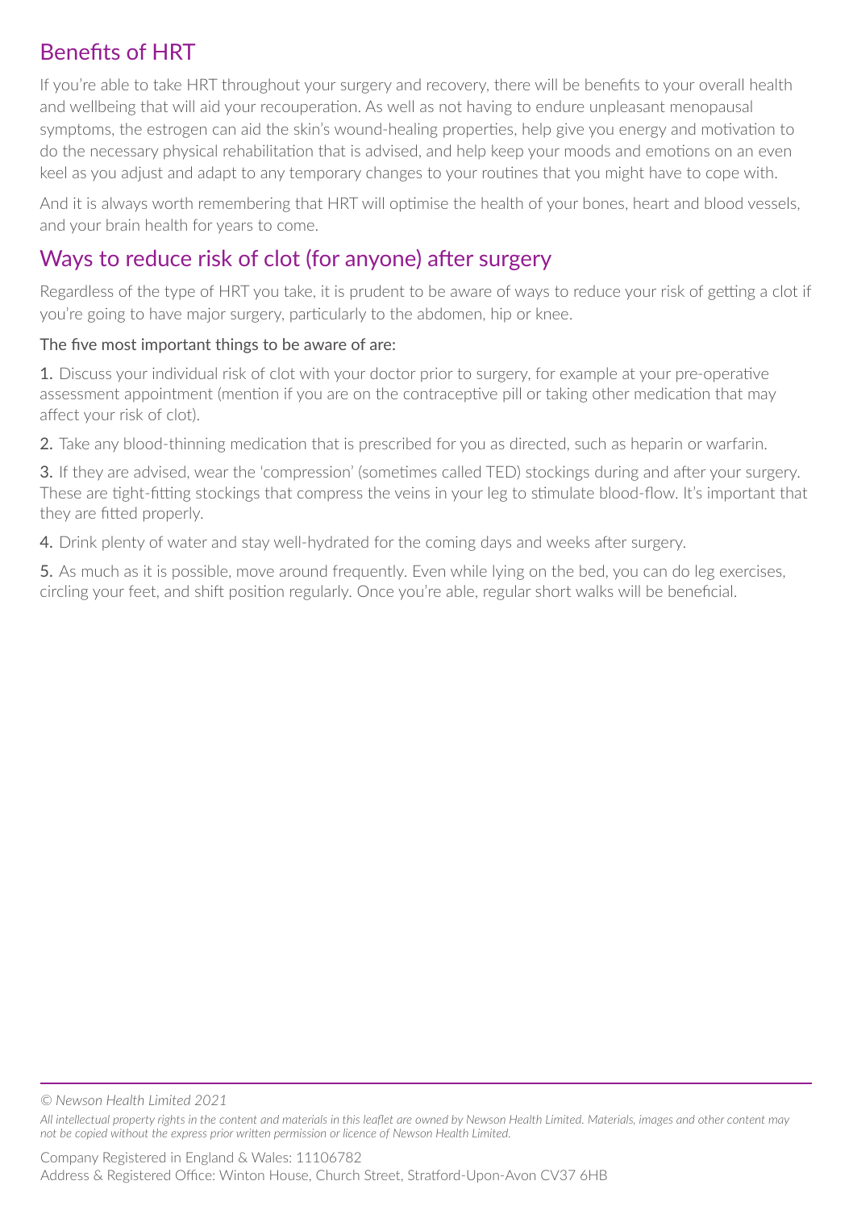## Benefits of HRT

If you're able to take HRT throughout your surgery and recovery, there will be benefits to your overall health and wellbeing that will aid your recouperation. As well as not having to endure unpleasant menopausal symptoms, the estrogen can aid the skin's wound-healing properties, help give you energy and motivation to do the necessary physical rehabilitation that is advised, and help keep your moods and emotions on an even keel as you adjust and adapt to any temporary changes to your routines that you might have to cope with.

And it is always worth remembering that HRT will optimise the health of your bones, heart and blood vessels, and your brain health for years to come.

## Ways to reduce risk of clot (for anyone) after surgery

Regardless of the type of HRT you take, it is prudent to be aware of ways to reduce your risk of getting a clot if you're going to have major surgery, particularly to the abdomen, hip or knee.

The five most important things to be aware of are:

1. Discuss your individual risk of clot with your doctor prior to surgery, for example at your pre-operative assessment appointment (mention if you are on the contraceptive pill or taking other medication that may affect your risk of clot).

2. Take any blood-thinning medication that is prescribed for you as directed, such as heparin or warfarin.

3. If they are advised, wear the 'compression' (sometimes called TED) stockings during and after your surgery. These are tight-fitting stockings that compress the veins in your leg to stimulate blood-flow. It's important that they are fitted properly.

4. Drink plenty of water and stay well-hydrated for the coming days and weeks after surgery.

5. As much as it is possible, move around frequently. Even while lying on the bed, you can do leg exercises, circling your feet, and shift position regularly. Once you're able, regular short walks will be beneficial.

*© Newson Health Limited 2021*

*All intellectual property rights in the content and materials in this leaflet are owned by Newson Health Limited. Materials, images and other content may not be copied without the express prior written permission or licence of Newson Health Limited.*

Company Registered in England & Wales: 11106782
Address & Registered Office: Winton House, Church Street, Stratford-Upon-Avon CV37 6HB